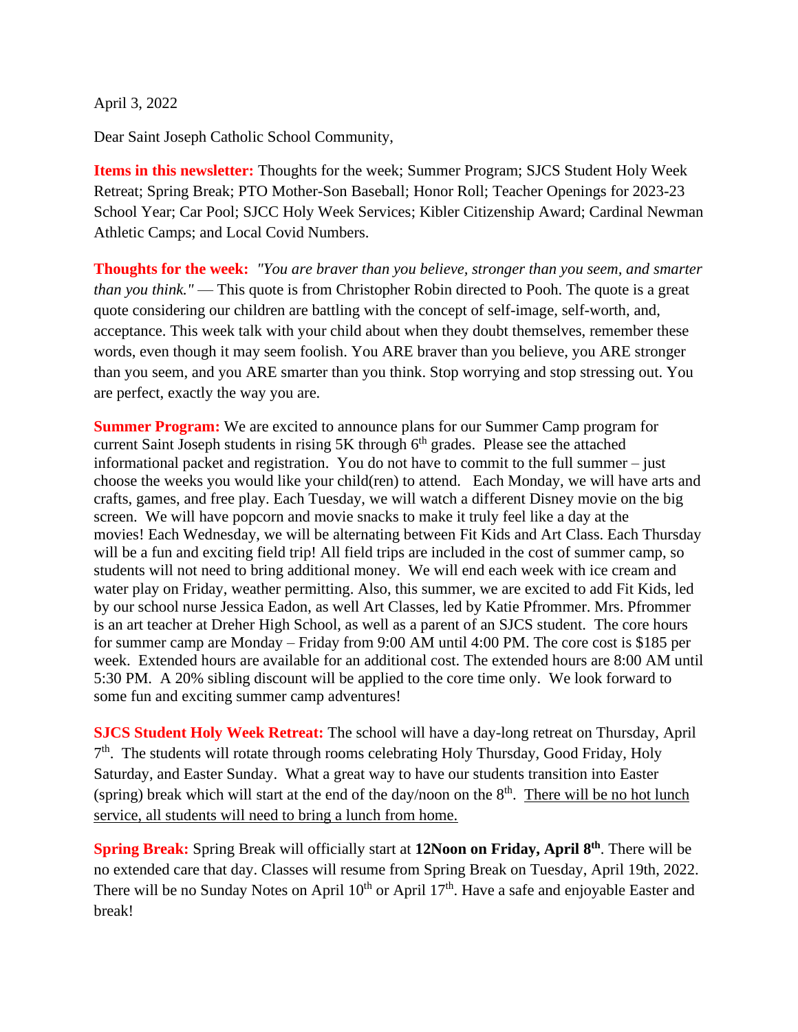April 3, 2022

Dear Saint Joseph Catholic School Community,

**Items in this newsletter:** Thoughts for the week; Summer Program; SJCS Student Holy Week Retreat; Spring Break; PTO Mother-Son Baseball; Honor Roll; Teacher Openings for 2023-23 School Year; Car Pool; SJCC Holy Week Services; Kibler Citizenship Award; Cardinal Newman Athletic Camps; and Local Covid Numbers.

**Thoughts for the week:** *"You are braver than you believe, stronger than you seem, and smarter than you think."* — This quote is from Christopher Robin directed to Pooh. The quote is a great quote considering our children are battling with the concept of self-image, self-worth, and, acceptance. This week talk with your child about when they doubt themselves, remember these words, even though it may seem foolish. You ARE braver than you believe, you ARE stronger than you seem, and you ARE smarter than you think. Stop worrying and stop stressing out. You are perfect, exactly the way you are.

**Summer Program:** We are excited to announce plans for our Summer Camp program for current Saint Joseph students in rising 5K through 6th grades. Please see the attached informational packet and registration. You do not have to commit to the full summer – just choose the weeks you would like your child(ren) to attend. Each Monday, we will have arts and crafts, games, and free play. Each Tuesday, we will watch a different Disney movie on the big screen. We will have popcorn and movie snacks to make it truly feel like a day at the movies! Each Wednesday, we will be alternating between Fit Kids and Art Class. Each Thursday will be a fun and exciting field trip! All field trips are included in the cost of summer camp, so students will not need to bring additional money. We will end each week with ice cream and water play on Friday, weather permitting. Also, this summer, we are excited to add Fit Kids, led by our school nurse Jessica Eadon, as well Art Classes, led by Katie Pfrommer. Mrs. Pfrommer is an art teacher at Dreher High School, as well as a parent of an SJCS student. The core hours for summer camp are Monday – Friday from 9:00 AM until 4:00 PM. The core cost is $185 per week. Extended hours are available for an additional cost. The extended hours are 8:00 AM until 5:30 PM. A 20% sibling discount will be applied to the core time only. We look forward to some fun and exciting summer camp adventures!

**SJCS Student Holy Week Retreat:** The school will have a day-long retreat on Thursday, April 7th. The students will rotate through rooms celebrating Holy Thursday, Good Friday, Holy Saturday, and Easter Sunday. What a great way to have our students transition into Easter (spring) break which will start at the end of the day/noon on the 8th. <u>There will be no hot lunch service, all students will need to bring a lunch from home.</u>

**Spring Break:** Spring Break will officially start at **12Noon on Friday, April 8th**. There will be no extended care that day. Classes will resume from Spring Break on Tuesday, April 19th, 2022. There will be no Sunday Notes on April 10th or April 17th. Have a safe and enjoyable Easter and break!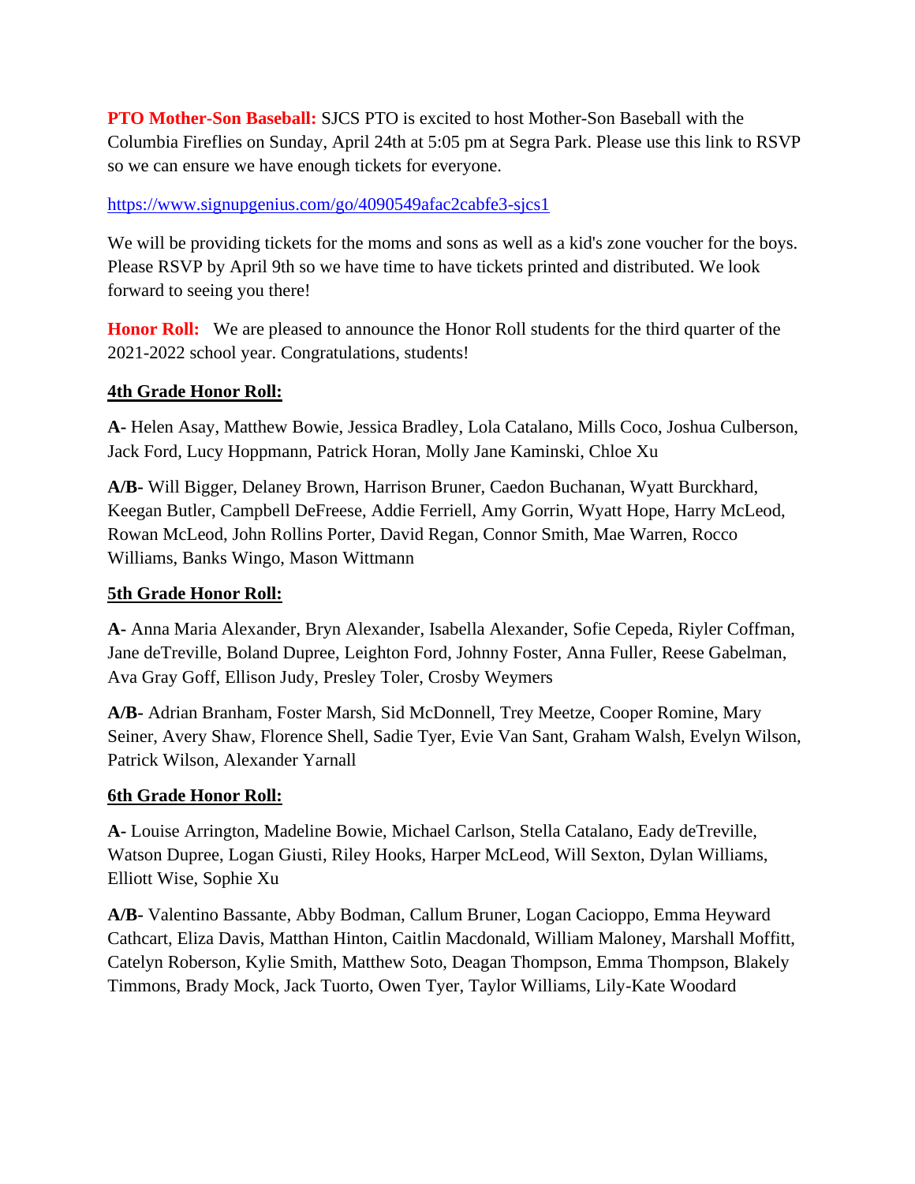**PTO Mother-Son Baseball:** SJCS PTO is excited to host Mother-Son Baseball with the Columbia Fireflies on Sunday, April 24th at 5:05 pm at Segra Park. Please use this link to RSVP so we can ensure we have enough tickets for everyone.

https://www.signupgenius.com/go/4090549afac2cabfe3-sjcs1

We will be providing tickets for the moms and sons as well as a kid's zone voucher for the boys. Please RSVP by April 9th so we have time to have tickets printed and distributed. We look forward to seeing you there!

**Honor Roll:** We are pleased to announce the Honor Roll students for the third quarter of the 2021-2022 school year. Congratulations, students!

**4th Grade Honor Roll:**

**A-** Helen Asay, Matthew Bowie, Jessica Bradley, Lola Catalano, Mills Coco, Joshua Culberson, Jack Ford, Lucy Hoppmann, Patrick Horan, Molly Jane Kaminski, Chloe Xu

**A/B-** Will Bigger, Delaney Brown, Harrison Bruner, Caedon Buchanan, Wyatt Burckhard, Keegan Butler, Campbell DeFreese, Addie Ferriell, Amy Gorrin, Wyatt Hope, Harry McLeod, Rowan McLeod, John Rollins Porter, David Regan, Connor Smith, Mae Warren, Rocco Williams, Banks Wingo, Mason Wittmann

**5th Grade Honor Roll:**

**A-** Anna Maria Alexander, Bryn Alexander, Isabella Alexander, Sofie Cepeda, Riyler Coffman, Jane deTreville, Boland Dupree, Leighton Ford, Johnny Foster, Anna Fuller, Reese Gabelman, Ava Gray Goff, Ellison Judy, Presley Toler, Crosby Weymers

**A/B-** Adrian Branham, Foster Marsh, Sid McDonnell, Trey Meetze, Cooper Romine, Mary Seiner, Avery Shaw, Florence Shell, Sadie Tyer, Evie Van Sant, Graham Walsh, Evelyn Wilson, Patrick Wilson, Alexander Yarnall

**6th Grade Honor Roll:**

**A-** Louise Arrington, Madeline Bowie, Michael Carlson, Stella Catalano, Eady deTreville, Watson Dupree, Logan Giusti, Riley Hooks, Harper McLeod, Will Sexton, Dylan Williams, Elliott Wise, Sophie Xu

**A/B-** Valentino Bassante, Abby Bodman, Callum Bruner, Logan Cacioppo, Emma Heyward Cathcart, Eliza Davis, Matthan Hinton, Caitlin Macdonald, William Maloney, Marshall Moffitt, Catelyn Roberson, Kylie Smith, Matthew Soto, Deagan Thompson, Emma Thompson, Blakely Timmons, Brady Mock, Jack Tuorto, Owen Tyer, Taylor Williams, Lily-Kate Woodard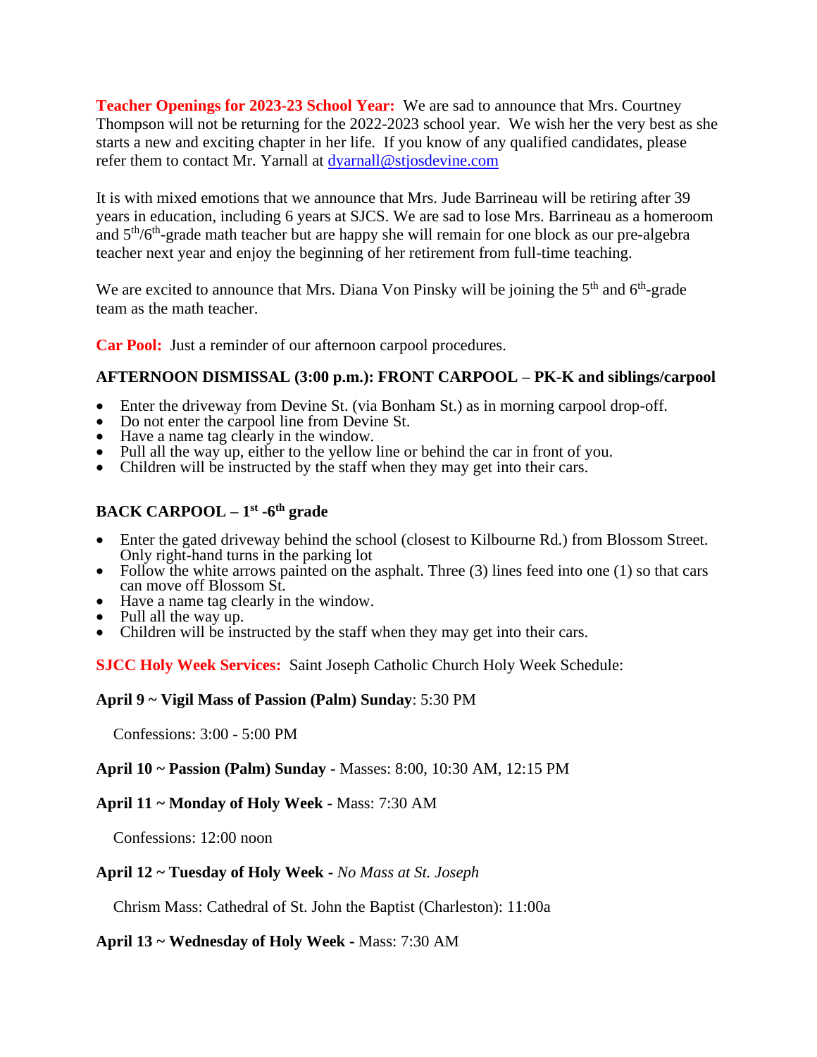**Teacher Openings for 2023-23 School Year:** We are sad to announce that Mrs. Courtney Thompson will not be returning for the 2022-2023 school year. We wish her the very best as she starts a new and exciting chapter in her life. If you know of any qualified candidates, please refer them to contact Mr. Yarnall at [dyarnall@stjosdevine.com](mailto:dyarnall@stjosdevine.com)

It is with mixed emotions that we announce that Mrs. Jude Barrineau will be retiring after 39 years in education, including 6 years at SJCS. We are sad to lose Mrs. Barrineau as a homeroom and 5th/6th-grade math teacher but are happy she will remain for one block as our pre-algebra teacher next year and enjoy the beginning of her retirement from full-time teaching.

We are excited to announce that Mrs. Diana Von Pinsky will be joining the 5th and 6th-grade team as the math teacher.

**Car Pool:** Just a reminder of our afternoon carpool procedures.

**AFTERNOON DISMISSAL (3:00 p.m.): FRONT CARPOOL – PK-K and siblings/carpool**

- Enter the driveway from Devine St. (via Bonham St.) as in morning carpool drop-off.
- Do not enter the carpool line from Devine St.
- Have a name tag clearly in the window.
- Pull all the way up, either to the yellow line or behind the car in front of you.
- Children will be instructed by the staff when they may get into their cars.

**BACK CARPOOL – 1st -6th grade**

- Enter the gated driveway behind the school (closest to Kilbourne Rd.) from Blossom Street. Only right-hand turns in the parking lot
- Follow the white arrows painted on the asphalt. Three (3) lines feed into one (1) so that cars can move off Blossom St.
- Have a name tag clearly in the window.
- Pull all the way up.
- Children will be instructed by the staff when they may get into their cars.

**SJCC Holy Week Services:** Saint Joseph Catholic Church Holy Week Schedule:

**April 9 ~ Vigil Mass of Passion (Palm) Sunday**: 5:30 PM

Confessions: 3:00 - 5:00 PM

**April 10 ~ Passion (Palm) Sunday** - Masses: 8:00, 10:30 AM, 12:15 PM

**April 11 ~ Monday of Holy Week** - Mass: 7:30 AM

Confessions: 12:00 noon

**April 12 ~ Tuesday of Holy Week** - *No Mass at St. Joseph*

Chrism Mass: Cathedral of St. John the Baptist (Charleston): 11:00a

**April 13 ~ Wednesday of Holy Week** - Mass: 7:30 AM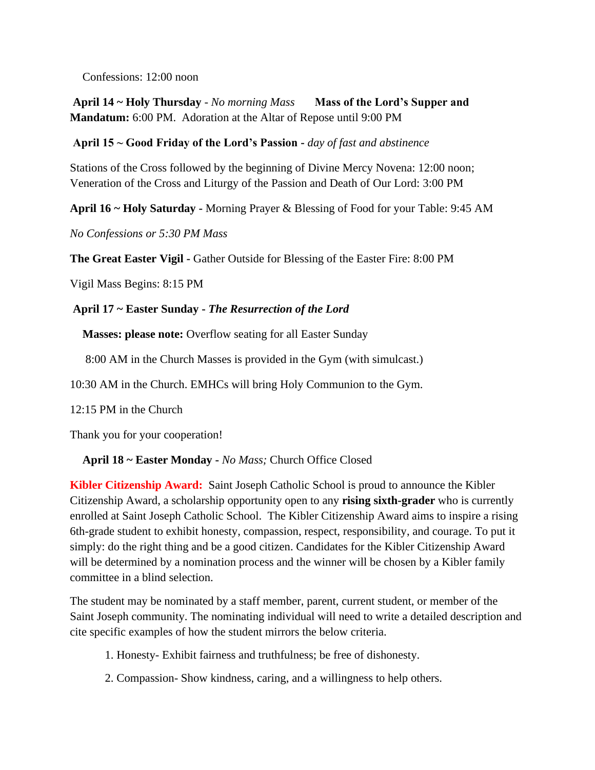Confessions: 12:00 noon

**April 14 ~ Holy Thursday** - *No morning Mass* **Mass of the Lord's Supper and Mandatum:** 6:00 PM. Adoration at the Altar of Repose until 9:00 PM

**April 15 ~ Good Friday of the Lord's Passion** - *day of fast and abstinence*

Stations of the Cross followed by the beginning of Divine Mercy Novena: 12:00 noon; Veneration of the Cross and Liturgy of the Passion and Death of Our Lord: 3:00 PM

**April 16 ~ Holy Saturday** - Morning Prayer & Blessing of Food for your Table: 9:45 AM

*No Confessions or 5:30 PM Mass*

**The Great Easter Vigil** - Gather Outside for Blessing of the Easter Fire: 8:00 PM

Vigil Mass Begins: 8:15 PM

**April 17 ~ Easter Sunday** - ***The Resurrection of the Lord***

**Masses: please note:** Overflow seating for all Easter Sunday

8:00 AM in the Church Masses is provided in the Gym (with simulcast.)

10:30 AM in the Church. EMHCs will bring Holy Communion to the Gym.

12:15 PM in the Church

Thank you for your cooperation!

**April 18 ~ Easter Monday** - *No Mass;* Church Office Closed

**Kibler Citizenship Award:** Saint Joseph Catholic School is proud to announce the Kibler Citizenship Award, a scholarship opportunity open to any **rising sixth-grader** who is currently enrolled at Saint Joseph Catholic School. The Kibler Citizenship Award aims to inspire a rising 6th-grade student to exhibit honesty, compassion, respect, responsibility, and courage. To put it simply: do the right thing and be a good citizen. Candidates for the Kibler Citizenship Award will be determined by a nomination process and the winner will be chosen by a Kibler family committee in a blind selection.

The student may be nominated by a staff member, parent, current student, or member of the Saint Joseph community. The nominating individual will need to write a detailed description and cite specific examples of how the student mirrors the below criteria.

1. Honesty- Exhibit fairness and truthfulness; be free of dishonesty.
2. Compassion- Show kindness, caring, and a willingness to help others.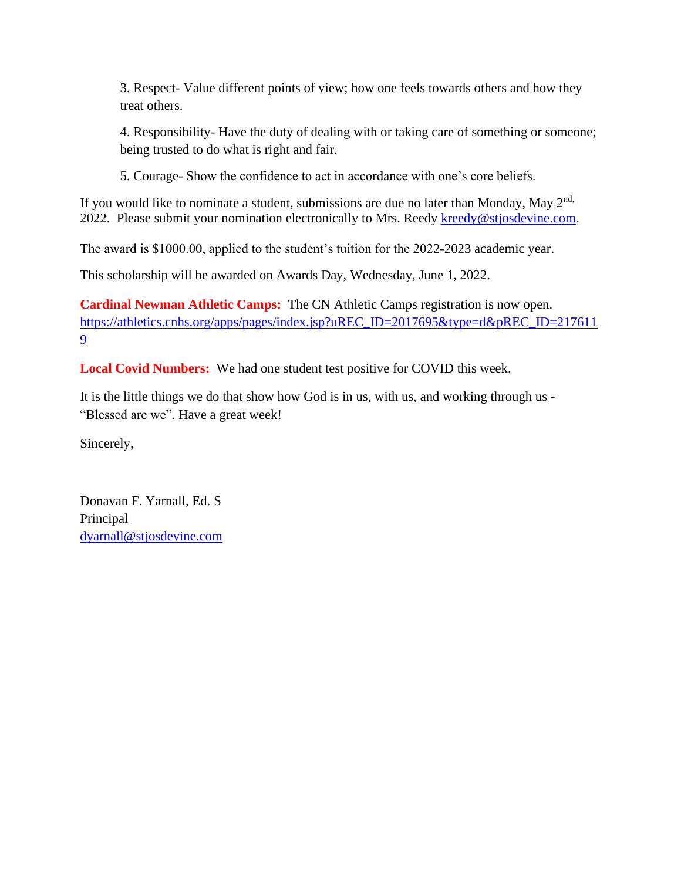3. Respect- Value different points of view; how one feels towards others and how they treat others.

4. Responsibility- Have the duty of dealing with or taking care of something or someone; being trusted to do what is right and fair.

5. Courage- Show the confidence to act in accordance with one's core beliefs.

If you would like to nominate a student, submissions are due no later than Monday, May 2nd, 2022. Please submit your nomination electronically to Mrs. Reedy kreedy@stjosdevine.com.

The award is $1000.00, applied to the student's tuition for the 2022-2023 academic year.

This scholarship will be awarded on Awards Day, Wednesday, June 1, 2022.

**Cardinal Newman Athletic Camps:** The CN Athletic Camps registration is now open. https://athletics.cnhs.org/apps/pages/index.jsp?uREC_ID=2017695&type=d&pREC_ID=2176119

**Local Covid Numbers:** We had one student test positive for COVID this week.

It is the little things we do that show how God is in us, with us, and working through us - "Blessed are we". Have a great week!

Sincerely,

Donavan F. Yarnall, Ed. S
Principal
dyarnall@stjosdevine.com